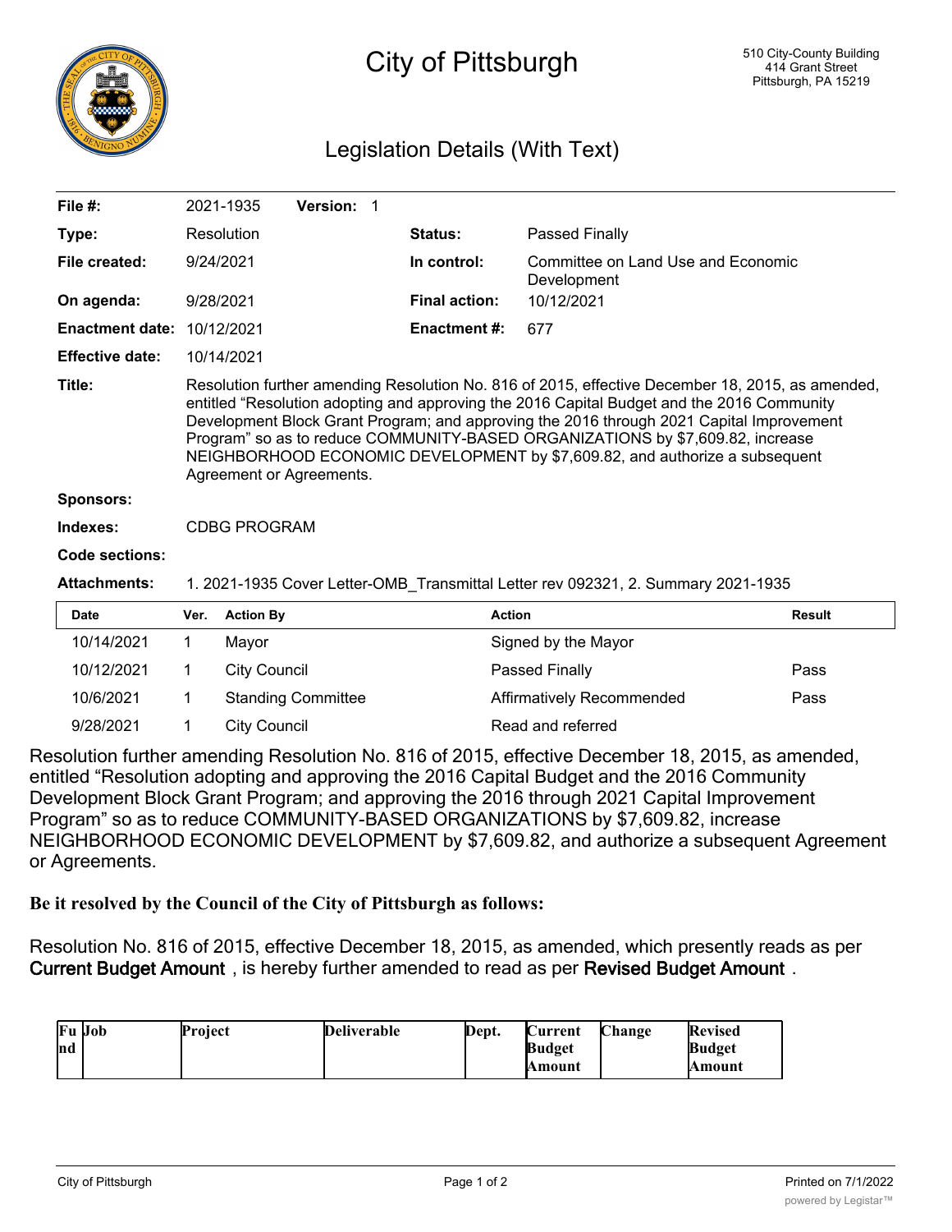# City of Pittsburgh

510 City-County Building
414 Grant Street
Pittsburgh, PA 15219

## Legislation Details (With Text)

| | | | |
|---|---|---|---|
| **File #:** | 2021-1935 **Version:** 1 | | |
| **Type:** | Resolution | **Status:** | Passed Finally |
| **File created:** | 9/24/2021 | **In control:** | Committee on Land Use and Economic Development |
| **On agenda:** | 9/28/2021 | **Final action:** | 10/12/2021 |
| **Enactment date:** | 10/12/2021 | **Enactment #:** | 677 |
| **Effective date:** | 10/14/2021 | | |

**Title:** Resolution further amending Resolution No. 816 of 2015, effective December 18, 2015, as amended, entitled “Resolution adopting and approving the 2016 Capital Budget and the 2016 Community Development Block Grant Program; and approving the 2016 through 2021 Capital Improvement Program” so as to reduce COMMUNITY-BASED ORGANIZATIONS by $7,609.82, increase NEIGHBORHOOD ECONOMIC DEVELOPMENT by $7,609.82, and authorize a subsequent Agreement or Agreements.

**Sponsors:**

**Indexes:** CDBG PROGRAM

**Code sections:**

**Attachments:** 1. 2021-1935 Cover Letter-OMB_Transmittal Letter rev 092321, 2. Summary 2021-1935

| Date | Ver. | Action By | Action | Result |
|---|---|---|---|---|
| 10/14/2021 | 1 | Mayor | Signed by the Mayor | |
| 10/12/2021 | 1 | City Council | Passed Finally | Pass |
| 10/6/2021 | 1 | Standing Committee | Affirmatively Recommended | Pass |
| 9/28/2021 | 1 | City Council | Read and referred | |

Resolution further amending Resolution No. 816 of 2015, effective December 18, 2015, as amended, entitled “Resolution adopting and approving the 2016 Capital Budget and the 2016 Community Development Block Grant Program; and approving the 2016 through 2021 Capital Improvement Program” so as to reduce COMMUNITY-BASED ORGANIZATIONS by $7,609.82, increase NEIGHBORHOOD ECONOMIC DEVELOPMENT by $7,609.82, and authorize a subsequent Agreement or Agreements.

**Be it resolved by the Council of the City of Pittsburgh as follows:**

Resolution No. 816 of 2015, effective December 18, 2015, as amended, which presently reads as per **Current Budget Amount**, is hereby further amended to read as per **Revised Budget Amount**.

| Fund | Job | Project | Deliverable | Dept. | Current Budget Amount | Change | Revised Budget Amount |
|---|---|---|---|---|---|---|---|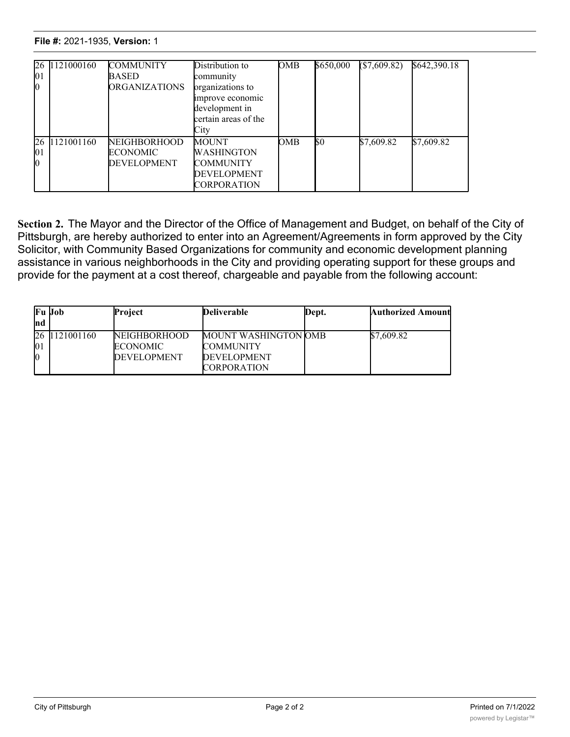| | | | | | | | |
|---|---|---|---|---|---|---|---|
| 26010 | 1121000160 | COMMUNITY BASED ORGANIZATIONS | Distribution to community organizations to improve economic development in certain areas of the City | OMB | $650,000 | ($7,609.82) | $642,390.18 |
| 26010 | 1121001160 | NEIGHBORHOOD ECONOMIC DEVELOPMENT | MOUNT WASHINGTON COMMUNITY DEVELOPMENT CORPORATION | OMB | $0 | $7,609.82 | $7,609.82 |

**Section 2.** The Mayor and the Director of the Office of Management and Budget, on behalf of the City of Pittsburgh, are hereby authorized to enter into an Agreement/Agreements in form approved by the City Solicitor, with Community Based Organizations for community and economic development planning assistance in various neighborhoods in the City and providing operating support for these groups and provide for the payment at a cost thereof, chargeable and payable from the following account:

| Fund | Job | Project | Deliverable | Dept. | Authorized Amount |
|---|---|---|---|---|---|
| 26010 | 1121001160 | NEIGHBORHOOD ECONOMIC DEVELOPMENT | MOUNT WASHINGTON COMMUNITY DEVELOPMENT CORPORATION | OMB | $7,609.82 |